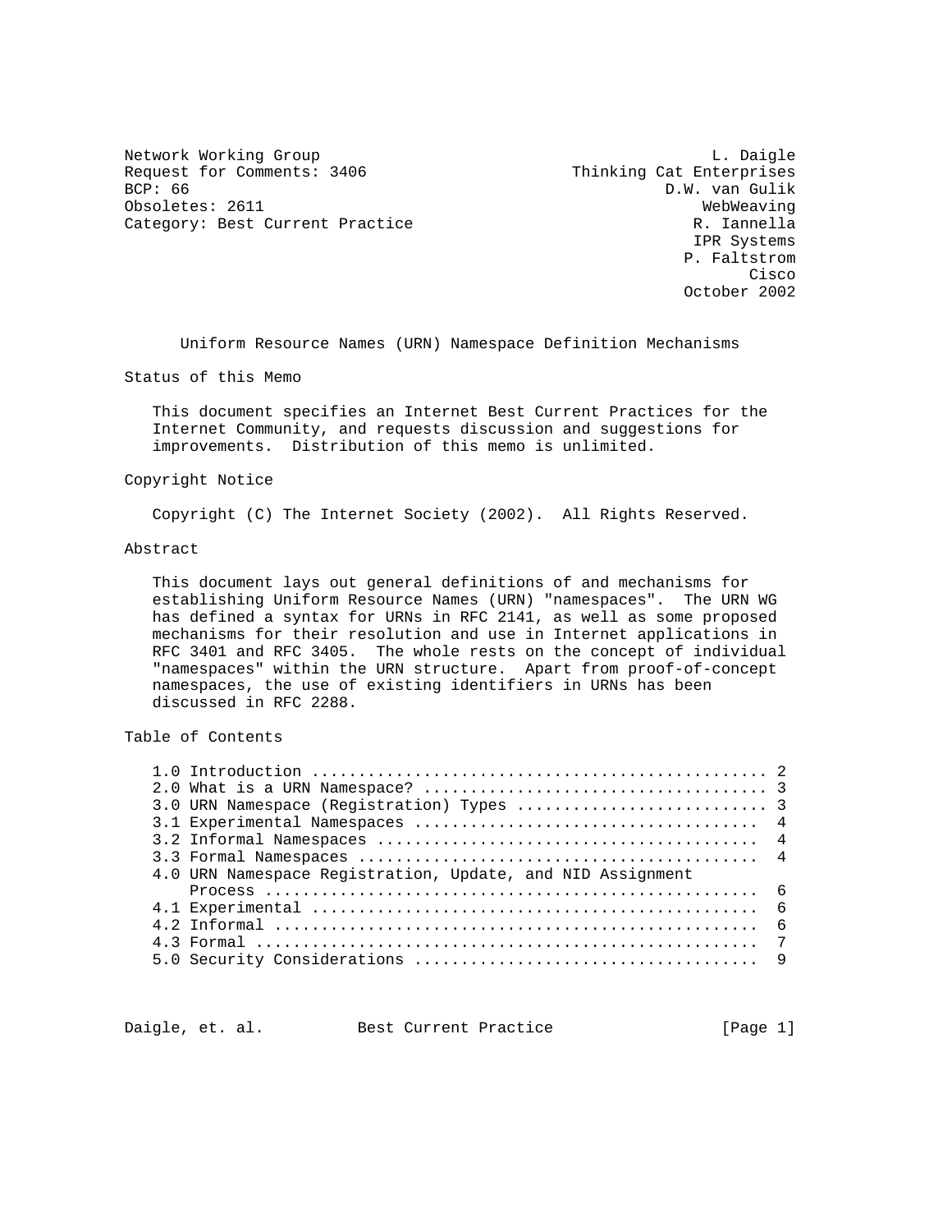Network Working Group L. Daigle
Request for Comments: 3406 Thinking Cat Enterprises
BCP: 66 D.W. van Gulik
Obsoletes: 2611 WebWeaving
Category: Best Current Practice R. Iannella
IPR Systems
P. Faltstrom
Cisco
October 2002

# Uniform Resource Names (URN) Namespace Definition Mechanisms

## Status of this Memo

This document specifies an Internet Best Current Practices for the Internet Community, and requests discussion and suggestions for improvements. Distribution of this memo is unlimited.

## Copyright Notice

Copyright (C) The Internet Society (2002). All Rights Reserved.

## Abstract

This document lays out general definitions of and mechanisms for establishing Uniform Resource Names (URN) "namespaces". The URN WG has defined a syntax for URNs in RFC 2141, as well as some proposed mechanisms for their resolution and use in Internet applications in RFC 3401 and RFC 3405. The whole rests on the concept of individual "namespaces" within the URN structure. Apart from proof-of-concept namespaces, the use of existing identifiers in URNs has been discussed in RFC 2288.

## Table of Contents

```
1.0 Introduction ................................................ 2
2.0 What is a URN Namespace? .................................... 3
3.0 URN Namespace (Registration) Types .......................... 3
3.1 Experimental Namespaces .................................... 4
3.2 Informal Namespaces ........................................ 4
3.3 Formal Namespaces .......................................... 4
4.0 URN Namespace Registration, Update, and NID Assignment
    Process .................................................... 6
4.1 Experimental ............................................... 6
4.2 Informal ................................................... 6
4.3 Formal ..................................................... 7
5.0 Security Considerations .................................... 9
```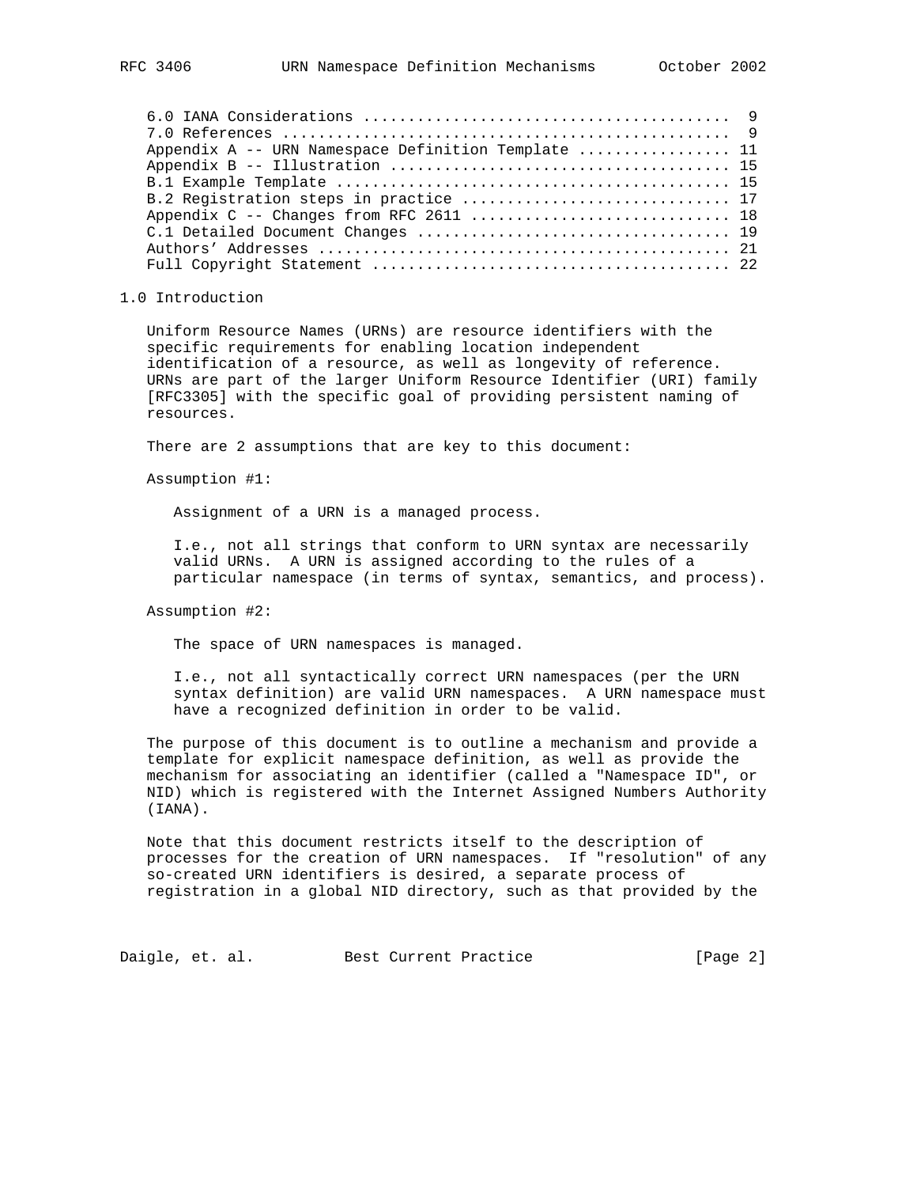6.0 IANA Considerations ........................................ 9
7.0 References ................................................. 9
Appendix A -- URN Namespace Definition Template ................ 11
Appendix B -- Illustration ..................................... 15
B.1 Example Template ........................................... 15
B.2 Registration steps in practice ............................. 17
Appendix C -- Changes from RFC 2611 ............................ 18
C.1 Detailed Document Changes .................................. 19
Authors' Addresses ............................................. 21
Full Copyright Statement ....................................... 22

## 1.0 Introduction

Uniform Resource Names (URNs) are resource identifiers with the specific requirements for enabling location independent identification of a resource, as well as longevity of reference. URNs are part of the larger Uniform Resource Identifier (URI) family [RFC3305] with the specific goal of providing persistent naming of resources.

There are 2 assumptions that are key to this document:

Assumption #1:

Assignment of a URN is a managed process.

I.e., not all strings that conform to URN syntax are necessarily valid URNs. A URN is assigned according to the rules of a particular namespace (in terms of syntax, semantics, and process).

Assumption #2:

The space of URN namespaces is managed.

I.e., not all syntactically correct URN namespaces (per the URN syntax definition) are valid URN namespaces. A URN namespace must have a recognized definition in order to be valid.

The purpose of this document is to outline a mechanism and provide a template for explicit namespace definition, as well as provide the mechanism for associating an identifier (called a "Namespace ID", or NID) which is registered with the Internet Assigned Numbers Authority (IANA).

Note that this document restricts itself to the description of processes for the creation of URN namespaces. If "resolution" of any so-created URN identifiers is desired, a separate process of registration in a global NID directory, such as that provided by the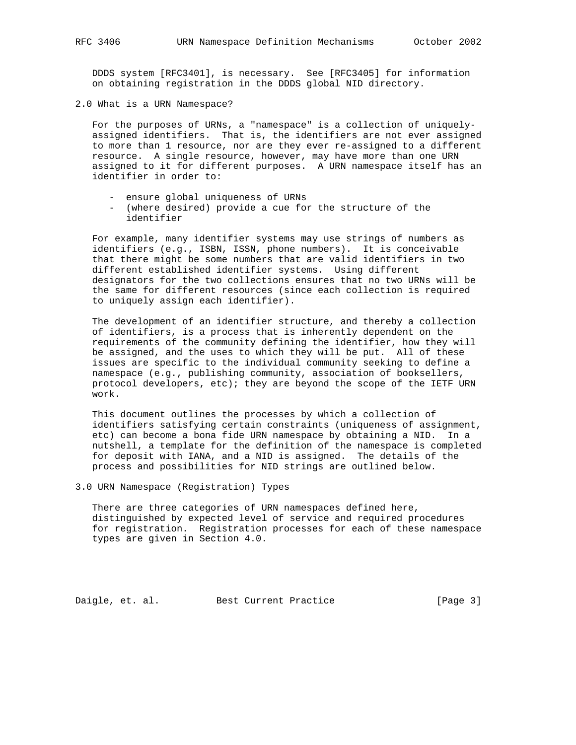DDDS system [RFC3401], is necessary. See [RFC3405] for information on obtaining registration in the DDDS global NID directory.

## 2.0 What is a URN Namespace?

For the purposes of URNs, a "namespace" is a collection of uniquely-assigned identifiers. That is, the identifiers are not ever assigned to more than 1 resource, nor are they ever re-assigned to a different resource. A single resource, however, may have more than one URN assigned to it for different purposes. A URN namespace itself has an identifier in order to:

- ensure global uniqueness of URNs
- (where desired) provide a cue for the structure of the identifier

For example, many identifier systems may use strings of numbers as identifiers (e.g., ISBN, ISSN, phone numbers). It is conceivable that there might be some numbers that are valid identifiers in two different established identifier systems. Using different designators for the two collections ensures that no two URNs will be the same for different resources (since each collection is required to uniquely assign each identifier).

The development of an identifier structure, and thereby a collection of identifiers, is a process that is inherently dependent on the requirements of the community defining the identifier, how they will be assigned, and the uses to which they will be put. All of these issues are specific to the individual community seeking to define a namespace (e.g., publishing community, association of booksellers, protocol developers, etc); they are beyond the scope of the IETF URN work.

This document outlines the processes by which a collection of identifiers satisfying certain constraints (uniqueness of assignment, etc) can become a bona fide URN namespace by obtaining a NID. In a nutshell, a template for the definition of the namespace is completed for deposit with IANA, and a NID is assigned. The details of the process and possibilities for NID strings are outlined below.

## 3.0 URN Namespace (Registration) Types

There are three categories of URN namespaces defined here, distinguished by expected level of service and required procedures for registration. Registration processes for each of these namespace types are given in Section 4.0.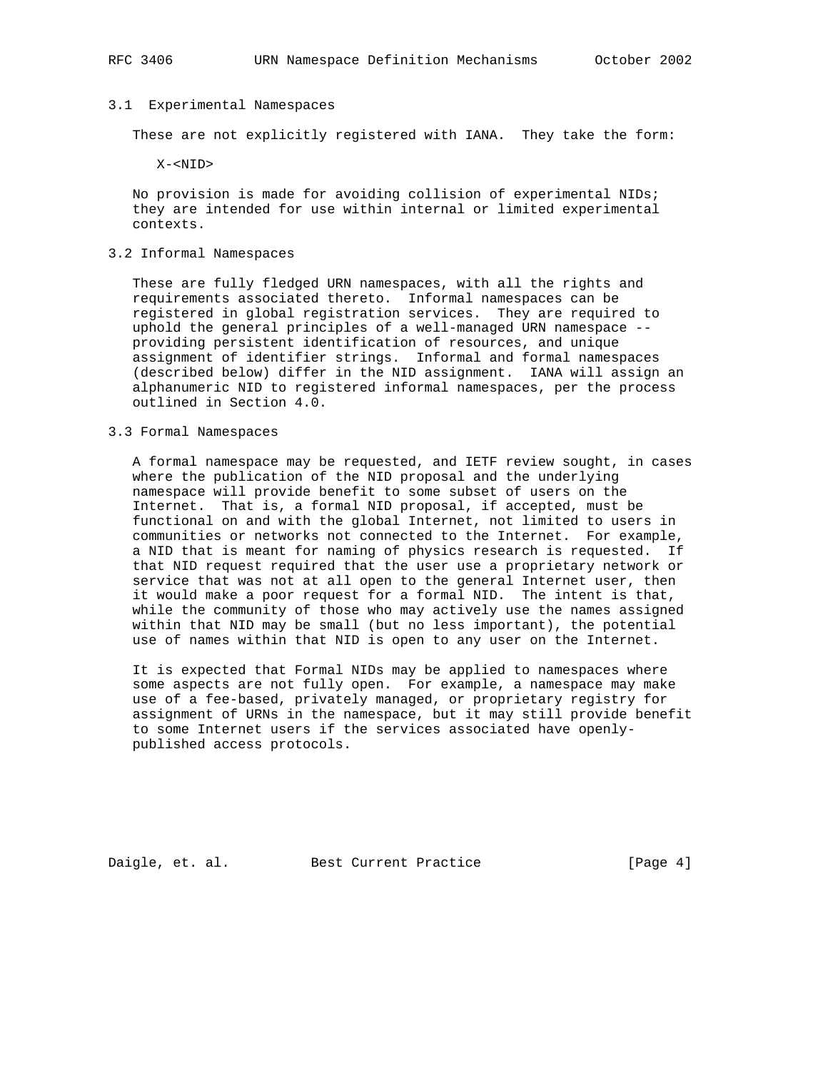### 3.1 Experimental Namespaces

These are not explicitly registered with IANA. They take the form:

```
X-<NID>
```

No provision is made for avoiding collision of experimental NIDs; they are intended for use within internal or limited experimental contexts.

### 3.2 Informal Namespaces

These are fully fledged URN namespaces, with all the rights and requirements associated thereto. Informal namespaces can be registered in global registration services. They are required to uphold the general principles of a well-managed URN namespace -- providing persistent identification of resources, and unique assignment of identifier strings. Informal and formal namespaces (described below) differ in the NID assignment. IANA will assign an alphanumeric NID to registered informal namespaces, per the process outlined in Section 4.0.

### 3.3 Formal Namespaces

A formal namespace may be requested, and IETF review sought, in cases where the publication of the NID proposal and the underlying namespace will provide benefit to some subset of users on the Internet. That is, a formal NID proposal, if accepted, must be functional on and with the global Internet, not limited to users in communities or networks not connected to the Internet. For example, a NID that is meant for naming of physics research is requested. If that NID request required that the user use a proprietary network or service that was not at all open to the general Internet user, then it would make a poor request for a formal NID. The intent is that, while the community of those who may actively use the names assigned within that NID may be small (but no less important), the potential use of names within that NID is open to any user on the Internet.

It is expected that Formal NIDs may be applied to namespaces where some aspects are not fully open. For example, a namespace may make use of a fee-based, privately managed, or proprietary registry for assignment of URNs in the namespace, but it may still provide benefit to some Internet users if the services associated have openly-published access protocols.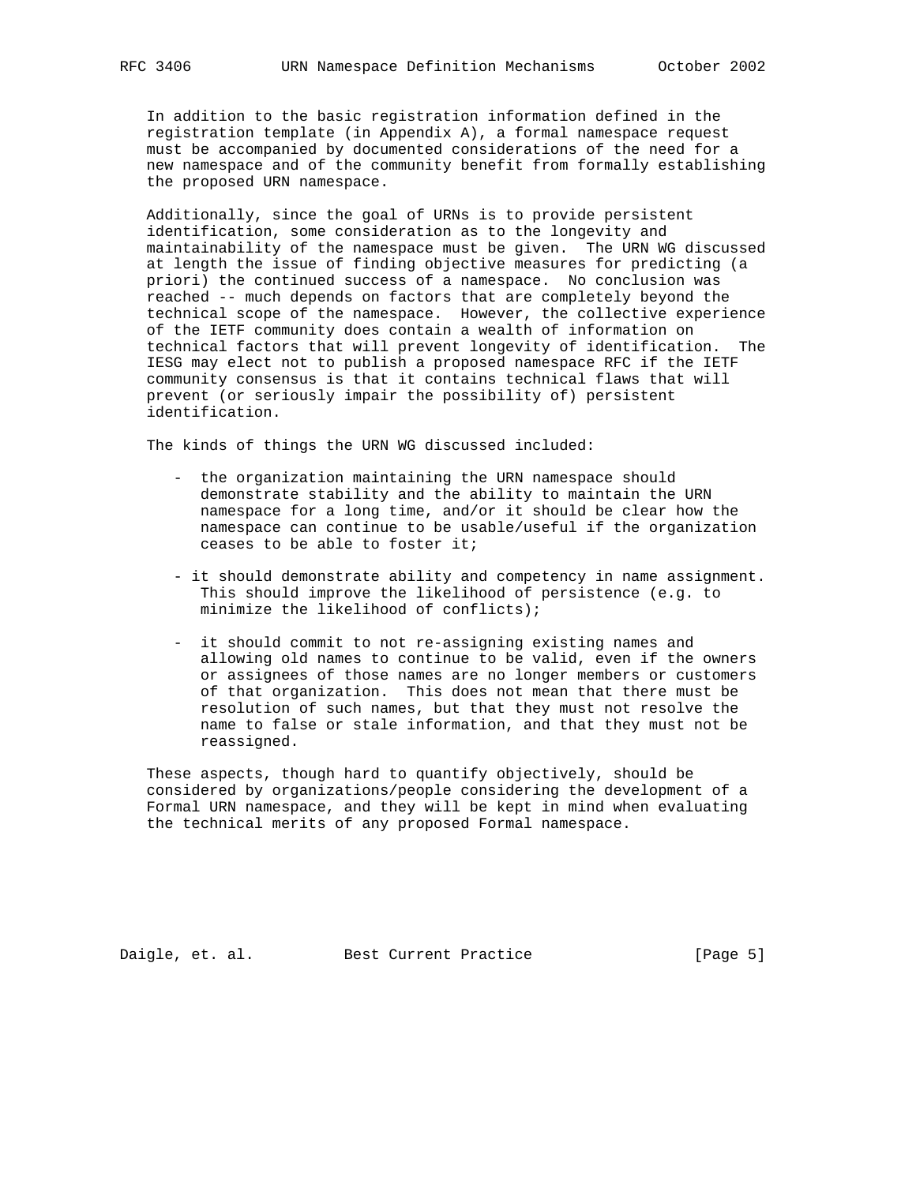In addition to the basic registration information defined in the registration template (in Appendix A), a formal namespace request must be accompanied by documented considerations of the need for a new namespace and of the community benefit from formally establishing the proposed URN namespace.

Additionally, since the goal of URNs is to provide persistent identification, some consideration as to the longevity and maintainability of the namespace must be given. The URN WG discussed at length the issue of finding objective measures for predicting (a priori) the continued success of a namespace. No conclusion was reached -- much depends on factors that are completely beyond the technical scope of the namespace. However, the collective experience of the IETF community does contain a wealth of information on technical factors that will prevent longevity of identification. The IESG may elect not to publish a proposed namespace RFC if the IETF community consensus is that it contains technical flaws that will prevent (or seriously impair the possibility of) persistent identification.

The kinds of things the URN WG discussed included:

- the organization maintaining the URN namespace should demonstrate stability and the ability to maintain the URN namespace for a long time, and/or it should be clear how the namespace can continue to be usable/useful if the organization ceases to be able to foster it;

- it should demonstrate ability and competency in name assignment. This should improve the likelihood of persistence (e.g. to minimize the likelihood of conflicts);

- it should commit to not re-assigning existing names and allowing old names to continue to be valid, even if the owners or assignees of those names are no longer members or customers of that organization. This does not mean that there must be resolution of such names, but that they must not resolve the name to false or stale information, and that they must not be reassigned.

These aspects, though hard to quantify objectively, should be considered by organizations/people considering the development of a Formal URN namespace, and they will be kept in mind when evaluating the technical merits of any proposed Formal namespace.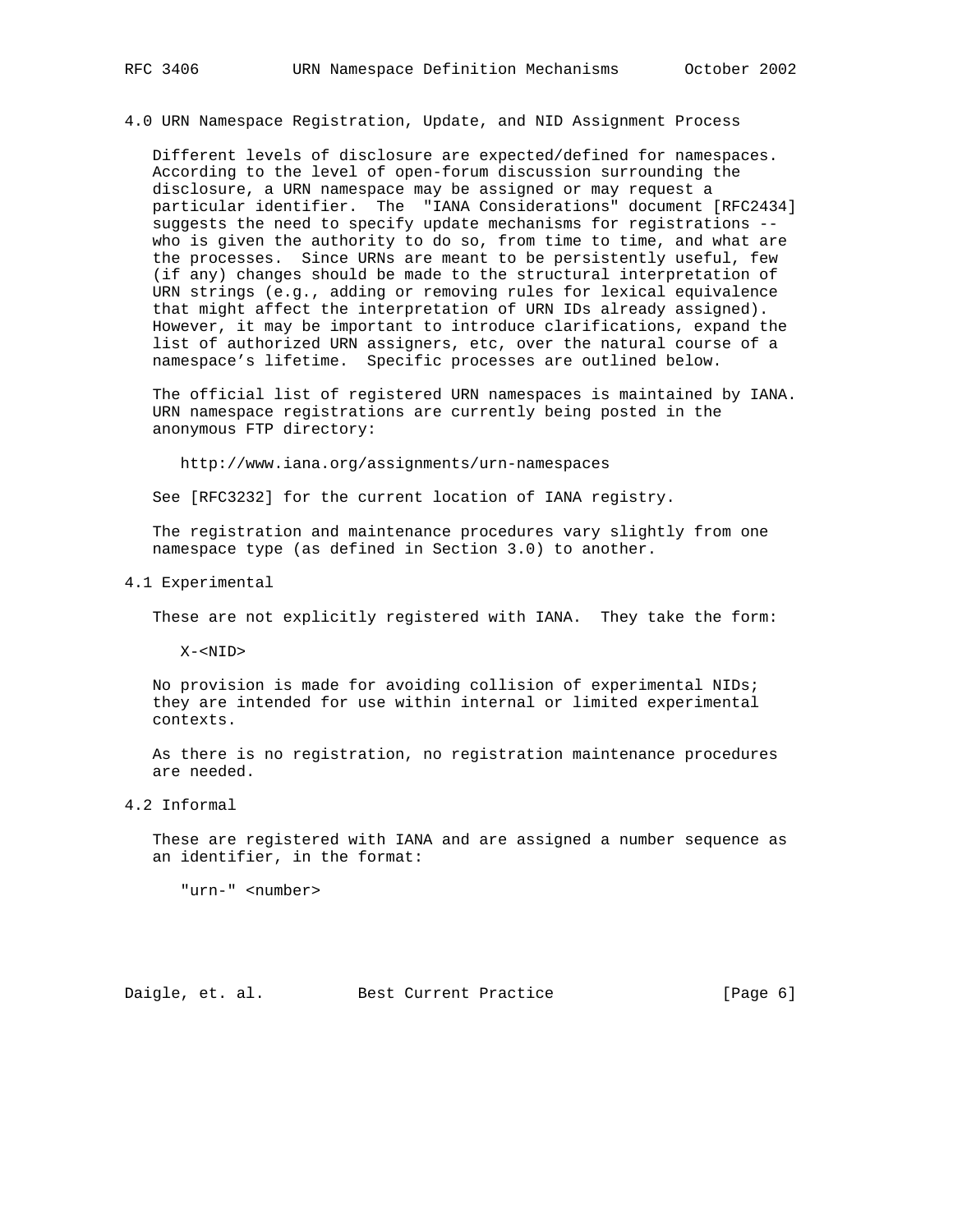## 4.0 URN Namespace Registration, Update, and NID Assignment Process

Different levels of disclosure are expected/defined for namespaces. According to the level of open-forum discussion surrounding the disclosure, a URN namespace may be assigned or may request a particular identifier. The "IANA Considerations" document [RFC2434] suggests the need to specify update mechanisms for registrations -- who is given the authority to do so, from time to time, and what are the processes. Since URNs are meant to be persistently useful, few (if any) changes should be made to the structural interpretation of URN strings (e.g., adding or removing rules for lexical equivalence that might affect the interpretation of URN IDs already assigned). However, it may be important to introduce clarifications, expand the list of authorized URN assigners, etc, over the natural course of a namespace's lifetime. Specific processes are outlined below.

The official list of registered URN namespaces is maintained by IANA. URN namespace registrations are currently being posted in the anonymous FTP directory:

```
http://www.iana.org/assignments/urn-namespaces
```

See [RFC3232] for the current location of IANA registry.

The registration and maintenance procedures vary slightly from one namespace type (as defined in Section 3.0) to another.

### 4.1 Experimental

These are not explicitly registered with IANA. They take the form:

```
X-<NID>
```

No provision is made for avoiding collision of experimental NIDs; they are intended for use within internal or limited experimental contexts.

As there is no registration, no registration maintenance procedures are needed.

### 4.2 Informal

These are registered with IANA and are assigned a number sequence as an identifier, in the format:

```
"urn-" <number>
```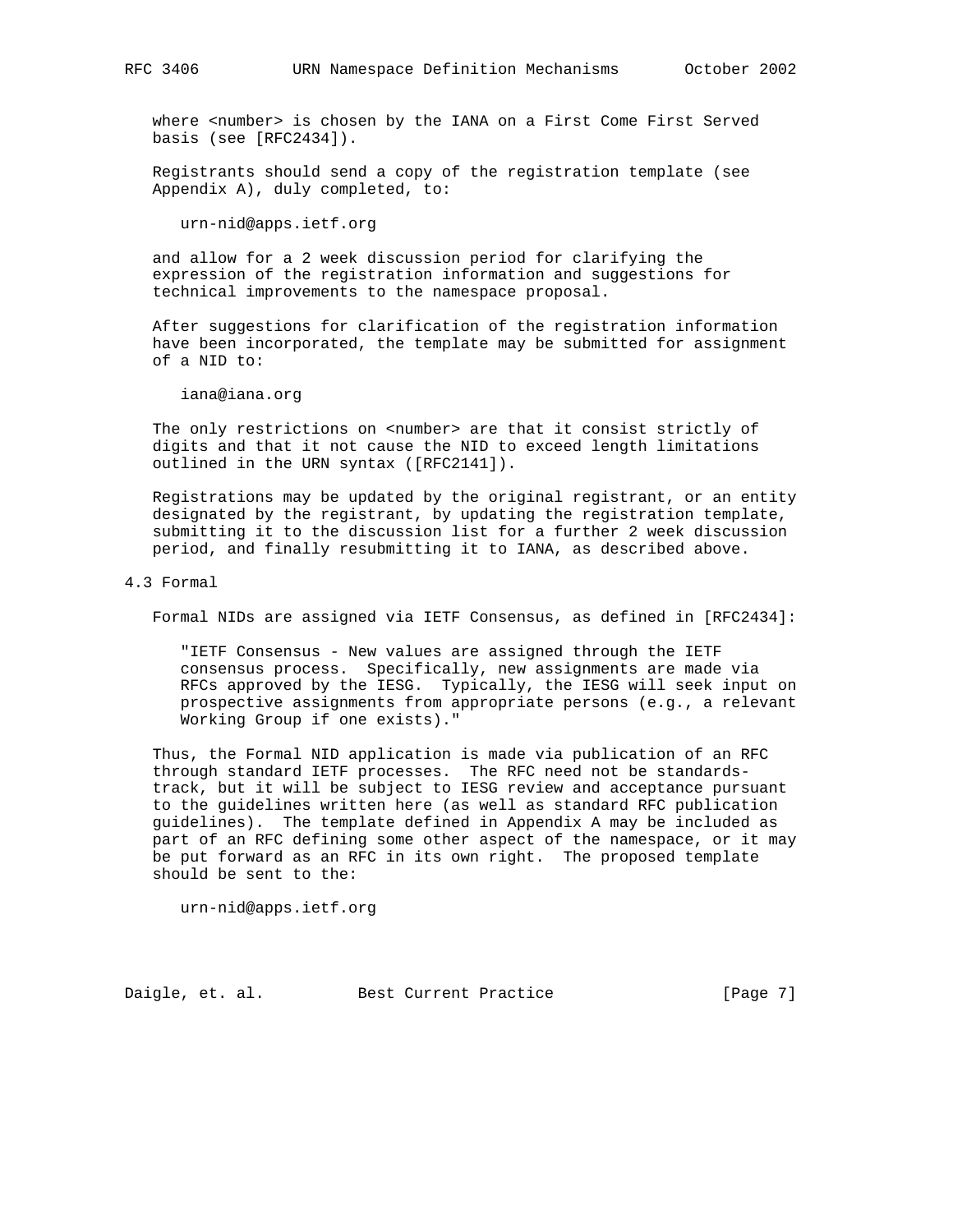where <number> is chosen by the IANA on a First Come First Served basis (see [RFC2434]).

Registrants should send a copy of the registration template (see Appendix A), duly completed, to:

urn-nid@apps.ietf.org

and allow for a 2 week discussion period for clarifying the expression of the registration information and suggestions for technical improvements to the namespace proposal.

After suggestions for clarification of the registration information have been incorporated, the template may be submitted for assignment of a NID to:

iana@iana.org

The only restrictions on <number> are that it consist strictly of digits and that it not cause the NID to exceed length limitations outlined in the URN syntax ([RFC2141]).

Registrations may be updated by the original registrant, or an entity designated by the registrant, by updating the registration template, submitting it to the discussion list for a further 2 week discussion period, and finally resubmitting it to IANA, as described above.

### 4.3 Formal

Formal NIDs are assigned via IETF Consensus, as defined in [RFC2434]:

> "IETF Consensus - New values are assigned through the IETF consensus process. Specifically, new assignments are made via RFCs approved by the IESG. Typically, the IESG will seek input on prospective assignments from appropriate persons (e.g., a relevant Working Group if one exists)."

Thus, the Formal NID application is made via publication of an RFC through standard IETF processes. The RFC need not be standards-track, but it will be subject to IESG review and acceptance pursuant to the guidelines written here (as well as standard RFC publication guidelines). The template defined in Appendix A may be included as part of an RFC defining some other aspect of the namespace, or it may be put forward as an RFC in its own right. The proposed template should be sent to the:

urn-nid@apps.ietf.org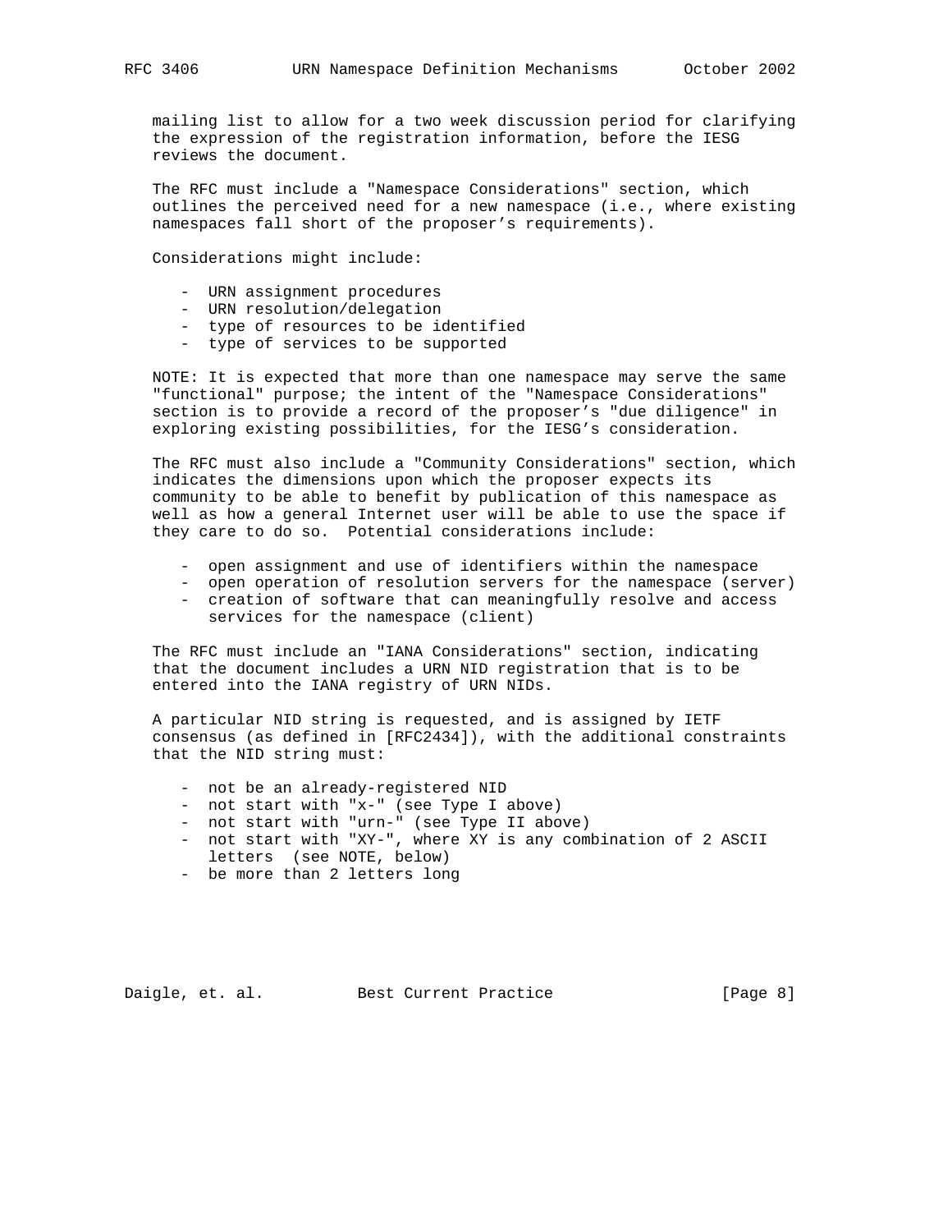mailing list to allow for a two week discussion period for clarifying the expression of the registration information, before the IESG reviews the document.

The RFC must include a "Namespace Considerations" section, which outlines the perceived need for a new namespace (i.e., where existing namespaces fall short of the proposer's requirements).

Considerations might include:

- URN assignment procedures
- URN resolution/delegation
- type of resources to be identified
- type of services to be supported

NOTE: It is expected that more than one namespace may serve the same "functional" purpose; the intent of the "Namespace Considerations" section is to provide a record of the proposer's "due diligence" in exploring existing possibilities, for the IESG's consideration.

The RFC must also include a "Community Considerations" section, which indicates the dimensions upon which the proposer expects its community to be able to benefit by publication of this namespace as well as how a general Internet user will be able to use the space if they care to do so. Potential considerations include:

- open assignment and use of identifiers within the namespace
- open operation of resolution servers for the namespace (server)
- creation of software that can meaningfully resolve and access services for the namespace (client)

The RFC must include an "IANA Considerations" section, indicating that the document includes a URN NID registration that is to be entered into the IANA registry of URN NIDs.

A particular NID string is requested, and is assigned by IETF consensus (as defined in [RFC2434]), with the additional constraints that the NID string must:

- not be an already-registered NID
- not start with "x-" (see Type I above)
- not start with "urn-" (see Type II above)
- not start with "XY-", where XY is any combination of 2 ASCII letters (see NOTE, below)
- be more than 2 letters long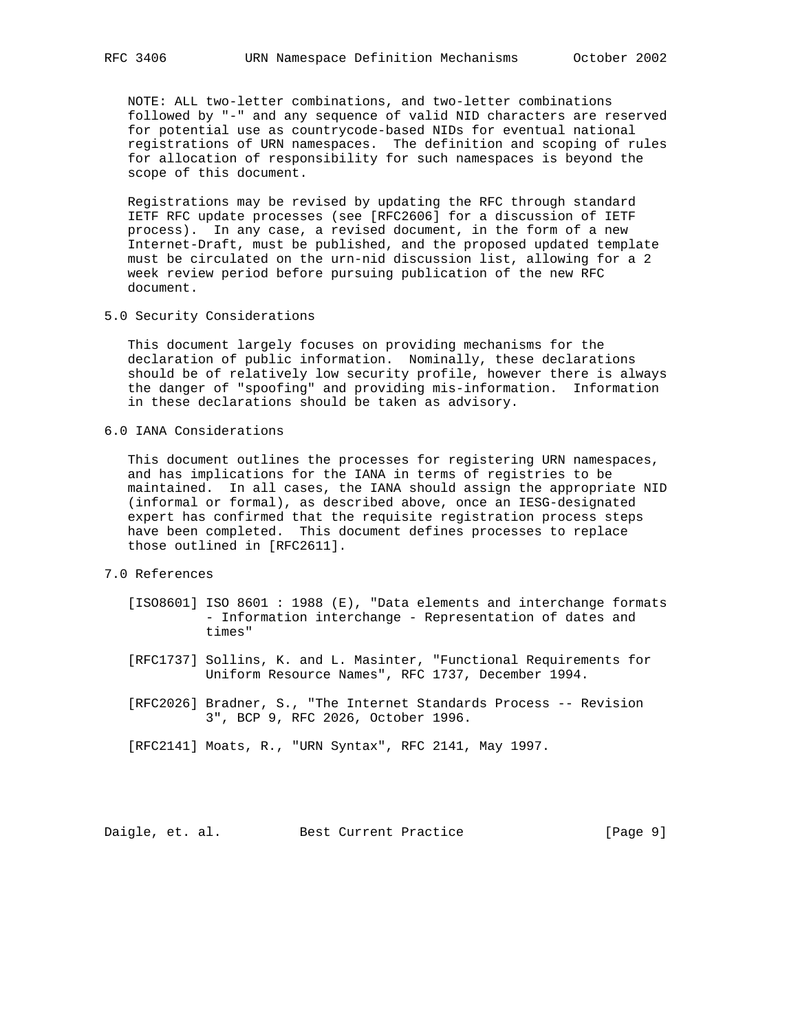NOTE: ALL two-letter combinations, and two-letter combinations followed by "-" and any sequence of valid NID characters are reserved for potential use as countrycode-based NIDs for eventual national registrations of URN namespaces. The definition and scoping of rules for allocation of responsibility for such namespaces is beyond the scope of this document.

Registrations may be revised by updating the RFC through standard IETF RFC update processes (see [RFC2606] for a discussion of IETF process). In any case, a revised document, in the form of a new Internet-Draft, must be published, and the proposed updated template must be circulated on the urn-nid discussion list, allowing for a 2 week review period before pursuing publication of the new RFC document.

## 5.0 Security Considerations

This document largely focuses on providing mechanisms for the declaration of public information. Nominally, these declarations should be of relatively low security profile, however there is always the danger of "spoofing" and providing mis-information. Information in these declarations should be taken as advisory.

## 6.0 IANA Considerations

This document outlines the processes for registering URN namespaces, and has implications for the IANA in terms of registries to be maintained. In all cases, the IANA should assign the appropriate NID (informal or formal), as described above, once an IESG-designated expert has confirmed that the requisite registration process steps have been completed. This document defines processes to replace those outlined in [RFC2611].

## 7.0 References

[ISO8601] ISO 8601 : 1988 (E), "Data elements and interchange formats - Information interchange - Representation of dates and times"

[RFC1737] Sollins, K. and L. Masinter, "Functional Requirements for Uniform Resource Names", RFC 1737, December 1994.

[RFC2026] Bradner, S., "The Internet Standards Process -- Revision 3", BCP 9, RFC 2026, October 1996.

[RFC2141] Moats, R., "URN Syntax", RFC 2141, May 1997.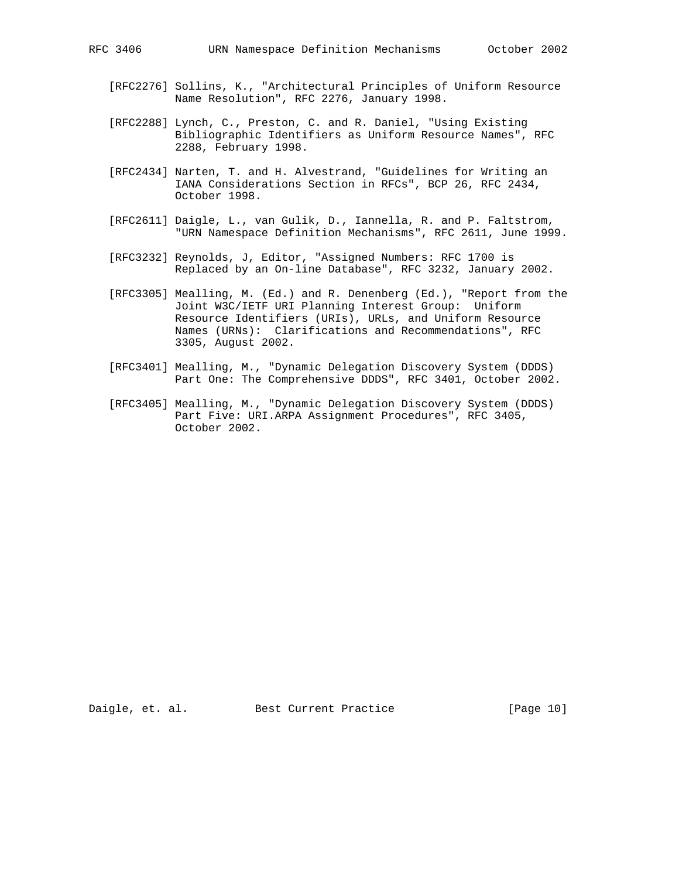[RFC2276] Sollins, K., "Architectural Principles of Uniform Resource Name Resolution", RFC 2276, January 1998.

[RFC2288] Lynch, C., Preston, C. and R. Daniel, "Using Existing Bibliographic Identifiers as Uniform Resource Names", RFC 2288, February 1998.

[RFC2434] Narten, T. and H. Alvestrand, "Guidelines for Writing an IANA Considerations Section in RFCs", BCP 26, RFC 2434, October 1998.

[RFC2611] Daigle, L., van Gulik, D., Iannella, R. and P. Faltstrom, "URN Namespace Definition Mechanisms", RFC 2611, June 1999.

[RFC3232] Reynolds, J, Editor, "Assigned Numbers: RFC 1700 is Replaced by an On-line Database", RFC 3232, January 2002.

[RFC3305] Mealling, M. (Ed.) and R. Denenberg (Ed.), "Report from the Joint W3C/IETF URI Planning Interest Group: Uniform Resource Identifiers (URIs), URLs, and Uniform Resource Names (URNs): Clarifications and Recommendations", RFC 3305, August 2002.

[RFC3401] Mealling, M., "Dynamic Delegation Discovery System (DDDS) Part One: The Comprehensive DDDS", RFC 3401, October 2002.

[RFC3405] Mealling, M., "Dynamic Delegation Discovery System (DDDS) Part Five: URI.ARPA Assignment Procedures", RFC 3405, October 2002.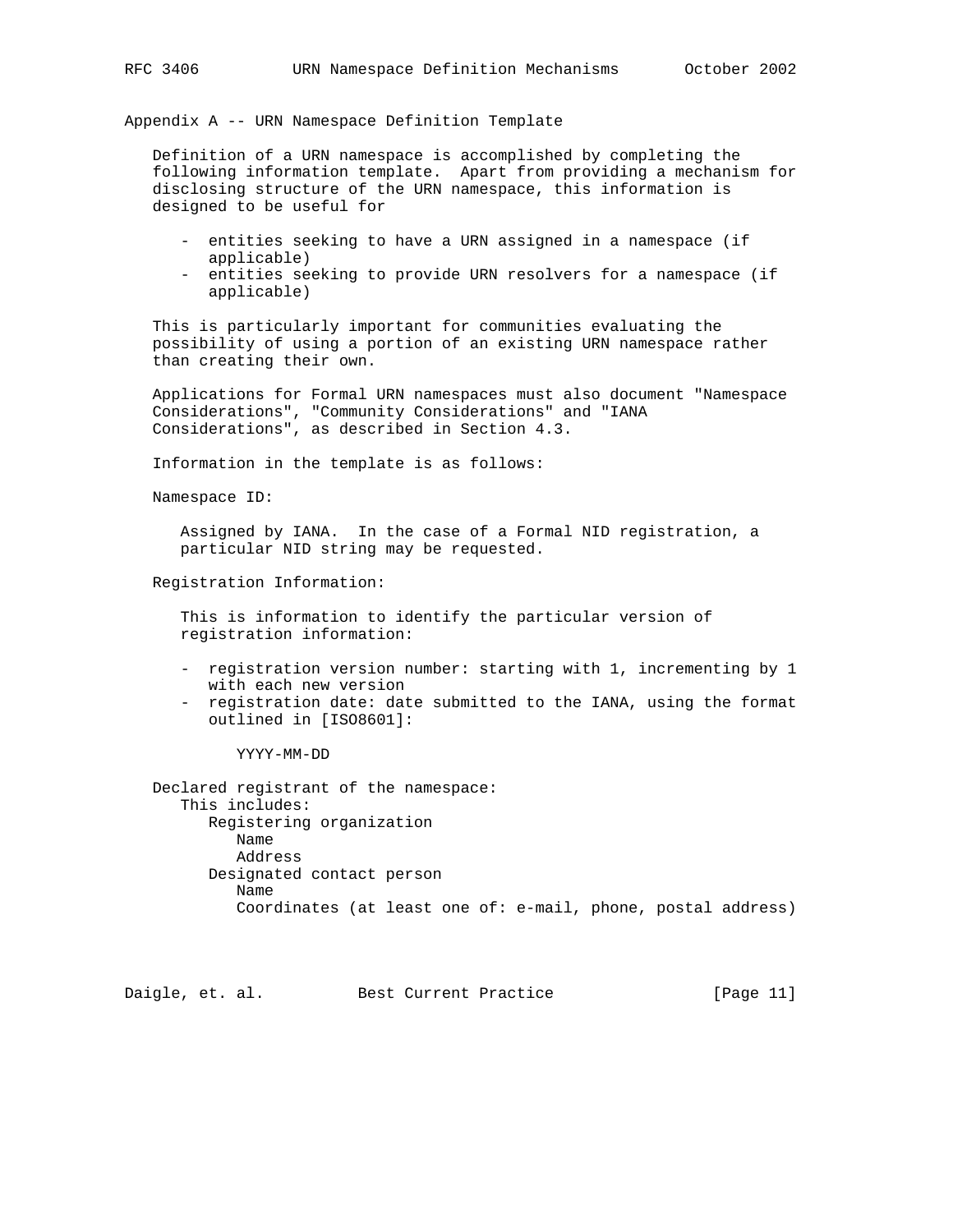## Appendix A -- URN Namespace Definition Template

Definition of a URN namespace is accomplished by completing the following information template. Apart from providing a mechanism for disclosing structure of the URN namespace, this information is designed to be useful for

- entities seeking to have a URN assigned in a namespace (if applicable)
- entities seeking to provide URN resolvers for a namespace (if applicable)

This is particularly important for communities evaluating the possibility of using a portion of an existing URN namespace rather than creating their own.

Applications for Formal URN namespaces must also document "Namespace Considerations", "Community Considerations" and "IANA Considerations", as described in Section 4.3.

Information in the template is as follows:

Namespace ID:

Assigned by IANA. In the case of a Formal NID registration, a particular NID string may be requested.

Registration Information:

This is information to identify the particular version of registration information:

- registration version number: starting with 1, incrementing by 1 with each new version
- registration date: date submitted to the IANA, using the format outlined in [ISO8601]:

```
YYYY-MM-DD
```

Declared registrant of the namespace:

```
This includes:
   Registering organization
      Name
      Address
   Designated contact person
      Name
      Coordinates (at least one of: e-mail, phone, postal address)
```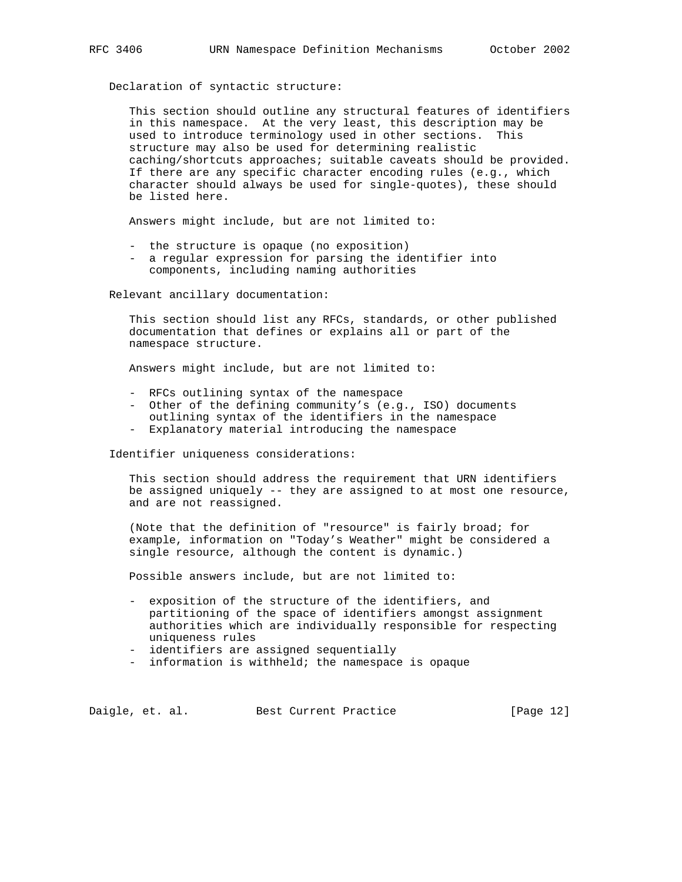Declaration of syntactic structure:

This section should outline any structural features of identifiers in this namespace. At the very least, this description may be used to introduce terminology used in other sections. This structure may also be used for determining realistic caching/shortcuts approaches; suitable caveats should be provided. If there are any specific character encoding rules (e.g., which character should always be used for single-quotes), these should be listed here.

Answers might include, but are not limited to:

- the structure is opaque (no exposition)
- a regular expression for parsing the identifier into components, including naming authorities

Relevant ancillary documentation:

This section should list any RFCs, standards, or other published documentation that defines or explains all or part of the namespace structure.

Answers might include, but are not limited to:

- RFCs outlining syntax of the namespace
- Other of the defining community's (e.g., ISO) documents outlining syntax of the identifiers in the namespace
- Explanatory material introducing the namespace

Identifier uniqueness considerations:

This section should address the requirement that URN identifiers be assigned uniquely -- they are assigned to at most one resource, and are not reassigned.

(Note that the definition of "resource" is fairly broad; for example, information on "Today's Weather" might be considered a single resource, although the content is dynamic.)

Possible answers include, but are not limited to:

- exposition of the structure of the identifiers, and partitioning of the space of identifiers amongst assignment authorities which are individually responsible for respecting uniqueness rules
- identifiers are assigned sequentially
- information is withheld; the namespace is opaque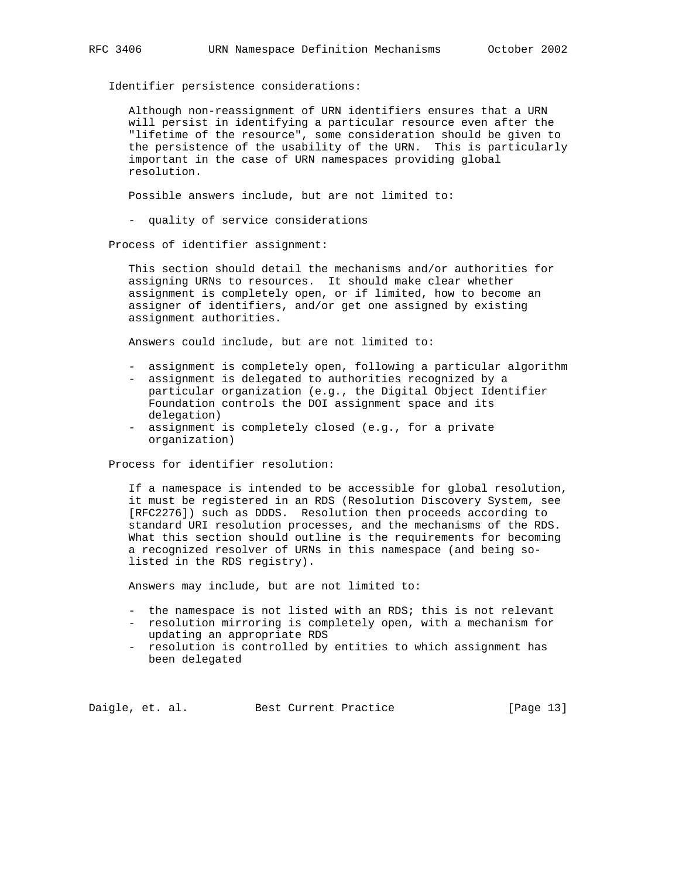Identifier persistence considerations:

Although non-reassignment of URN identifiers ensures that a URN will persist in identifying a particular resource even after the "lifetime of the resource", some consideration should be given to the persistence of the usability of the URN. This is particularly important in the case of URN namespaces providing global resolution.

Possible answers include, but are not limited to:

- quality of service considerations

Process of identifier assignment:

This section should detail the mechanisms and/or authorities for assigning URNs to resources. It should make clear whether assignment is completely open, or if limited, how to become an assigner of identifiers, and/or get one assigned by existing assignment authorities.

Answers could include, but are not limited to:

- assignment is completely open, following a particular algorithm
- assignment is delegated to authorities recognized by a particular organization (e.g., the Digital Object Identifier Foundation controls the DOI assignment space and its delegation)
- assignment is completely closed (e.g., for a private organization)

Process for identifier resolution:

If a namespace is intended to be accessible for global resolution, it must be registered in an RDS (Resolution Discovery System, see [RFC2276]) such as DDDS. Resolution then proceeds according to standard URI resolution processes, and the mechanisms of the RDS. What this section should outline is the requirements for becoming a recognized resolver of URNs in this namespace (and being so-listed in the RDS registry).

Answers may include, but are not limited to:

- the namespace is not listed with an RDS; this is not relevant
- resolution mirroring is completely open, with a mechanism for updating an appropriate RDS
- resolution is controlled by entities to which assignment has been delegated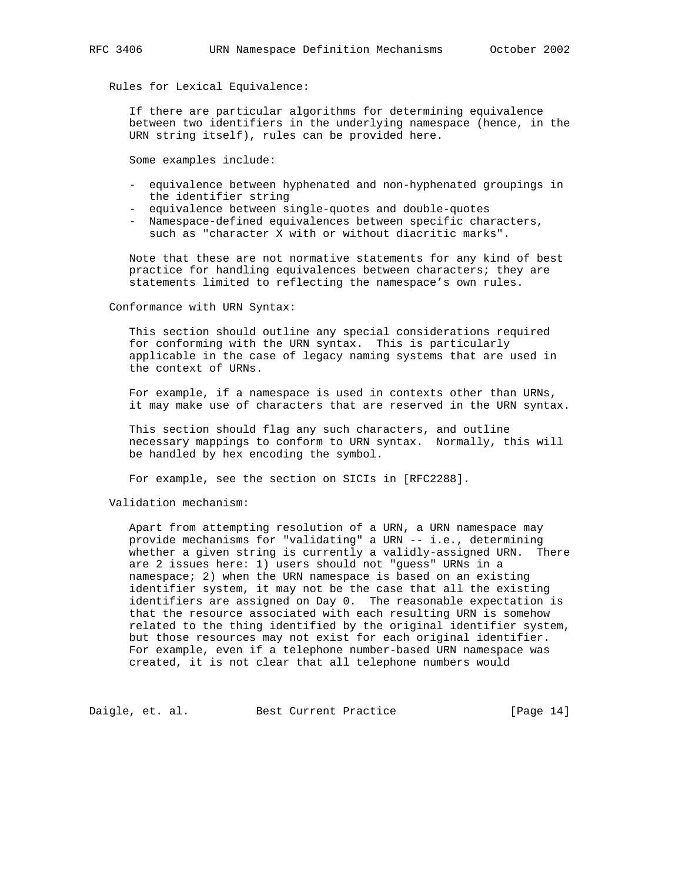Rules for Lexical Equivalence:

If there are particular algorithms for determining equivalence between two identifiers in the underlying namespace (hence, in the URN string itself), rules can be provided here.

Some examples include:

- equivalence between hyphenated and non-hyphenated groupings in the identifier string
- equivalence between single-quotes and double-quotes
- Namespace-defined equivalences between specific characters, such as "character X with or without diacritic marks".

Note that these are not normative statements for any kind of best practice for handling equivalences between characters; they are statements limited to reflecting the namespace's own rules.

Conformance with URN Syntax:

This section should outline any special considerations required for conforming with the URN syntax. This is particularly applicable in the case of legacy naming systems that are used in the context of URNs.

For example, if a namespace is used in contexts other than URNs, it may make use of characters that are reserved in the URN syntax.

This section should flag any such characters, and outline necessary mappings to conform to URN syntax. Normally, this will be handled by hex encoding the symbol.

For example, see the section on SICIs in [RFC2288].

Validation mechanism:

Apart from attempting resolution of a URN, a URN namespace may provide mechanisms for "validating" a URN -- i.e., determining whether a given string is currently a validly-assigned URN. There are 2 issues here: 1) users should not "guess" URNs in a namespace; 2) when the URN namespace is based on an existing identifier system, it may not be the case that all the existing identifiers are assigned on Day 0. The reasonable expectation is that the resource associated with each resulting URN is somehow related to the thing identified by the original identifier system, but those resources may not exist for each original identifier. For example, even if a telephone number-based URN namespace was created, it is not clear that all telephone numbers would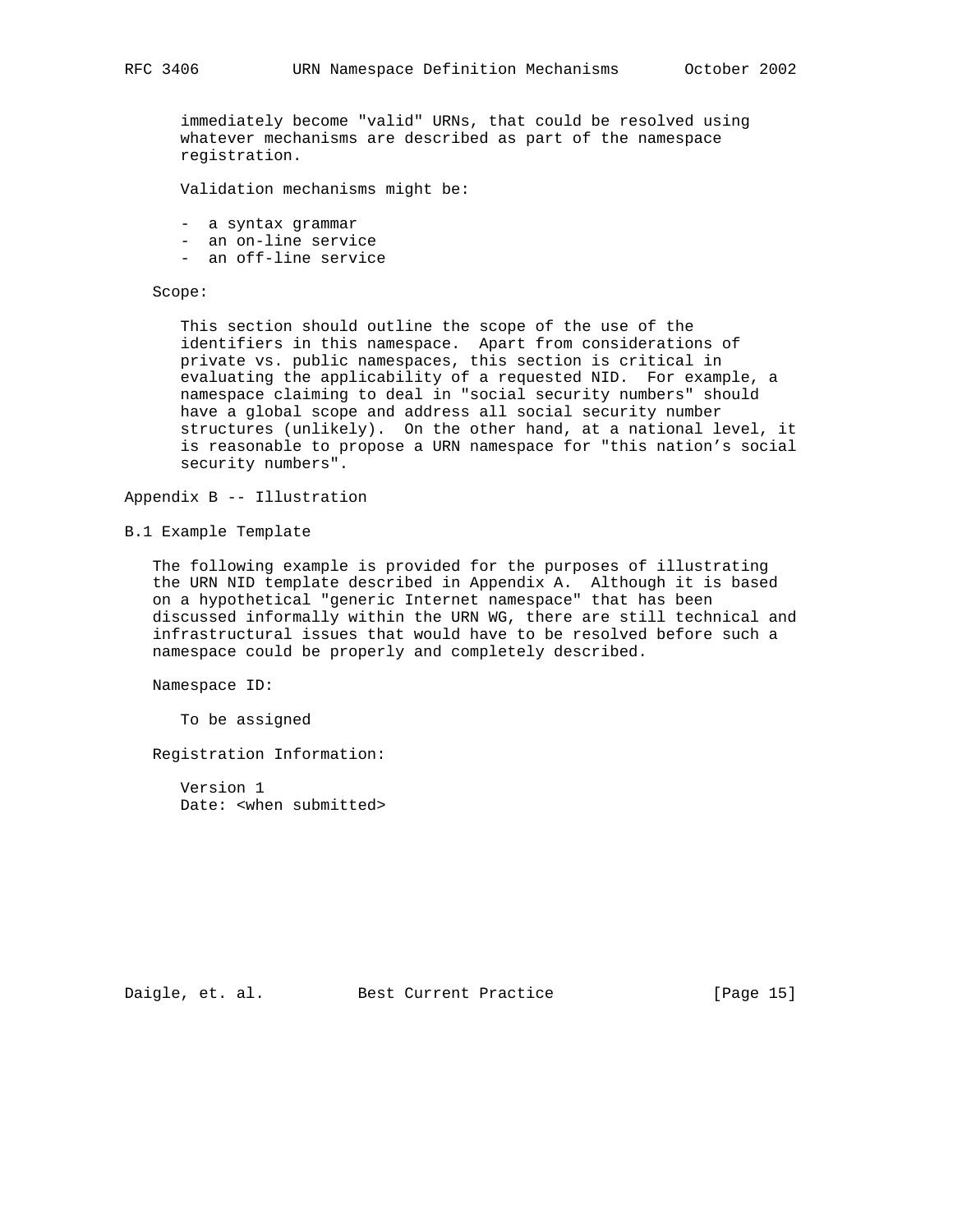immediately become "valid" URNs, that could be resolved using whatever mechanisms are described as part of the namespace registration.

Validation mechanisms might be:

- a syntax grammar
- an on-line service
- an off-line service

Scope:

This section should outline the scope of the use of the identifiers in this namespace. Apart from considerations of private vs. public namespaces, this section is critical in evaluating the applicability of a requested NID. For example, a namespace claiming to deal in "social security numbers" should have a global scope and address all social security number structures (unlikely). On the other hand, at a national level, it is reasonable to propose a URN namespace for "this nation's social security numbers".

## Appendix B -- Illustration

### B.1 Example Template

The following example is provided for the purposes of illustrating the URN NID template described in Appendix A. Although it is based on a hypothetical "generic Internet namespace" that has been discussed informally within the URN WG, there are still technical and infrastructural issues that would have to be resolved before such a namespace could be properly and completely described.

Namespace ID:

To be assigned

Registration Information:

Version 1
Date: <when submitted>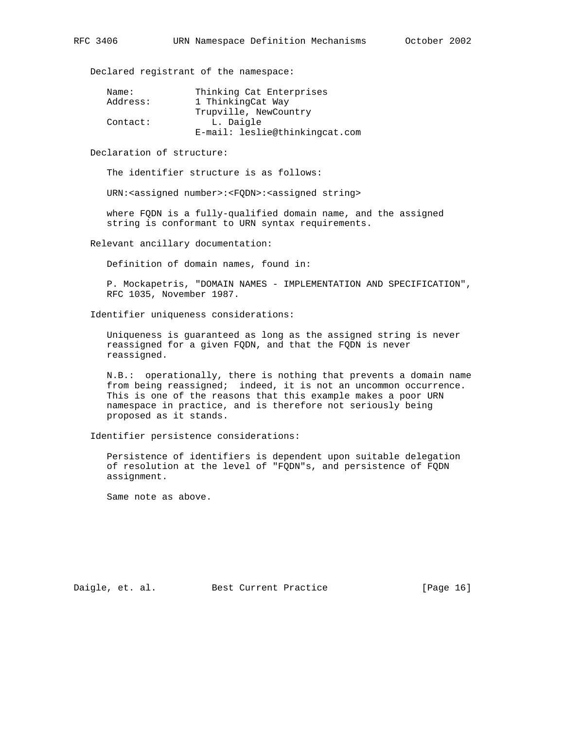Declared registrant of the namespace:

```
Name:           Thinking Cat Enterprises
Address:        1 ThinkingCat Way
                Trupville, NewCountry
Contact:           L. Daigle
                E-mail: leslie@thinkingcat.com
```

Declaration of structure:

The identifier structure is as follows:

URN:<assigned number>:<FQDN>:<assigned string>

where FQDN is a fully-qualified domain name, and the assigned string is conformant to URN syntax requirements.

Relevant ancillary documentation:

Definition of domain names, found in:

P. Mockapetris, "DOMAIN NAMES - IMPLEMENTATION AND SPECIFICATION", RFC 1035, November 1987.

Identifier uniqueness considerations:

Uniqueness is guaranteed as long as the assigned string is never reassigned for a given FQDN, and that the FQDN is never reassigned.

N.B.: operationally, there is nothing that prevents a domain name from being reassigned; indeed, it is not an uncommon occurrence. This is one of the reasons that this example makes a poor URN namespace in practice, and is therefore not seriously being proposed as it stands.

Identifier persistence considerations:

Persistence of identifiers is dependent upon suitable delegation of resolution at the level of "FQDN"s, and persistence of FQDN assignment.

Same note as above.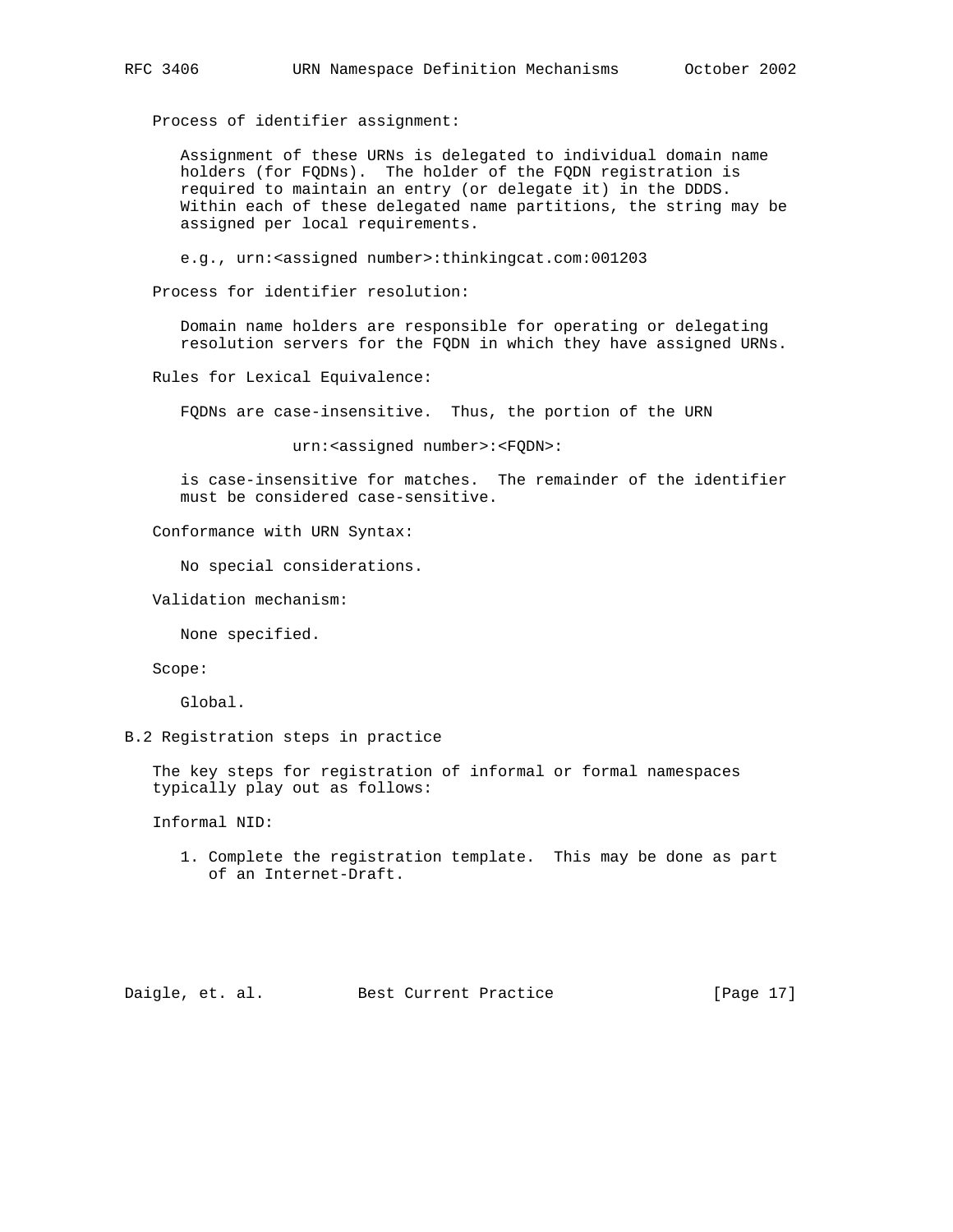Process of identifier assignment:

Assignment of these URNs is delegated to individual domain name holders (for FQDNs). The holder of the FQDN registration is required to maintain an entry (or delegate it) in the DDDS. Within each of these delegated name partitions, the string may be assigned per local requirements.

e.g., urn:<assigned number>:thinkingcat.com:001203

Process for identifier resolution:

Domain name holders are responsible for operating or delegating resolution servers for the FQDN in which they have assigned URNs.

Rules for Lexical Equivalence:

FQDNs are case-insensitive. Thus, the portion of the URN

```
urn:<assigned number>:<FQDN>:
```

is case-insensitive for matches. The remainder of the identifier must be considered case-sensitive.

Conformance with URN Syntax:

No special considerations.

Validation mechanism:

None specified.

Scope:

Global.

## B.2 Registration steps in practice

The key steps for registration of informal or formal namespaces typically play out as follows:

Informal NID:

1. Complete the registration template. This may be done as part of an Internet-Draft.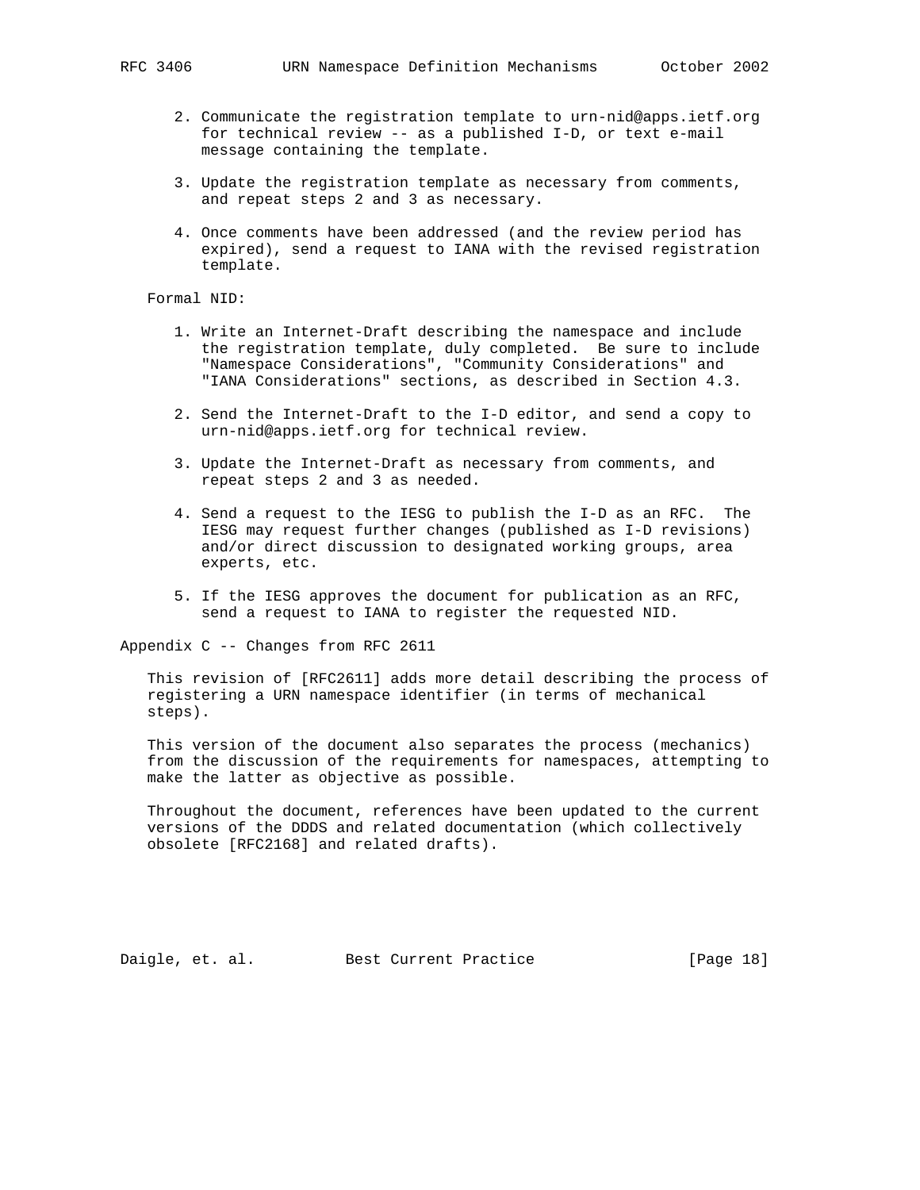2. Communicate the registration template to urn-nid@apps.ietf.org for technical review -- as a published I-D, or text e-mail message containing the template.

3. Update the registration template as necessary from comments, and repeat steps 2 and 3 as necessary.

4. Once comments have been addressed (and the review period has expired), send a request to IANA with the revised registration template.

Formal NID:

1. Write an Internet-Draft describing the namespace and include the registration template, duly completed. Be sure to include "Namespace Considerations", "Community Considerations" and "IANA Considerations" sections, as described in Section 4.3.

2. Send the Internet-Draft to the I-D editor, and send a copy to urn-nid@apps.ietf.org for technical review.

3. Update the Internet-Draft as necessary from comments, and repeat steps 2 and 3 as needed.

4. Send a request to the IESG to publish the I-D as an RFC. The IESG may request further changes (published as I-D revisions) and/or direct discussion to designated working groups, area experts, etc.

5. If the IESG approves the document for publication as an RFC, send a request to IANA to register the requested NID.

## Appendix C -- Changes from RFC 2611

This revision of [RFC2611] adds more detail describing the process of registering a URN namespace identifier (in terms of mechanical steps).

This version of the document also separates the process (mechanics) from the discussion of the requirements for namespaces, attempting to make the latter as objective as possible.

Throughout the document, references have been updated to the current versions of the DDDS and related documentation (which collectively obsolete [RFC2168] and related drafts).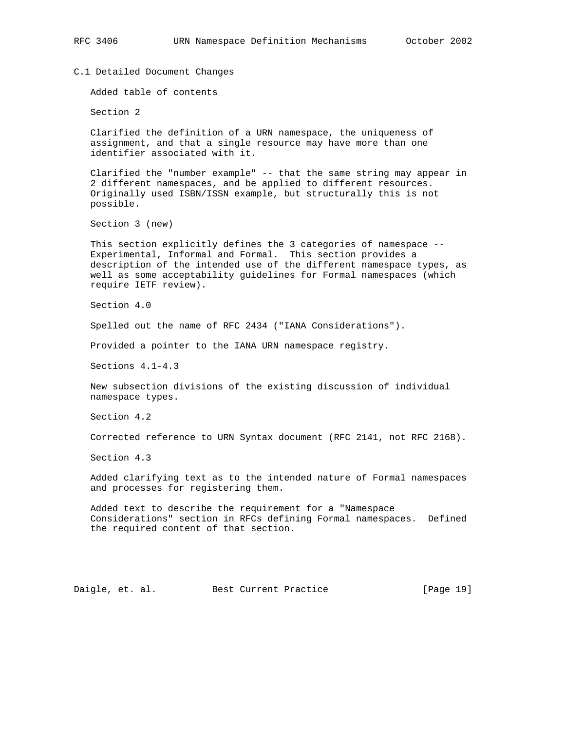### C.1 Detailed Document Changes

Added table of contents

Section 2

Clarified the definition of a URN namespace, the uniqueness of assignment, and that a single resource may have more than one identifier associated with it.

Clarified the "number example" -- that the same string may appear in 2 different namespaces, and be applied to different resources. Originally used ISBN/ISSN example, but structurally this is not possible.

Section 3 (new)

This section explicitly defines the 3 categories of namespace -- Experimental, Informal and Formal. This section provides a description of the intended use of the different namespace types, as well as some acceptability guidelines for Formal namespaces (which require IETF review).

Section 4.0

Spelled out the name of RFC 2434 ("IANA Considerations").

Provided a pointer to the IANA URN namespace registry.

Sections 4.1-4.3

New subsection divisions of the existing discussion of individual namespace types.

Section 4.2

Corrected reference to URN Syntax document (RFC 2141, not RFC 2168).

Section 4.3

Added clarifying text as to the intended nature of Formal namespaces and processes for registering them.

Added text to describe the requirement for a "Namespace Considerations" section in RFCs defining Formal namespaces. Defined the required content of that section.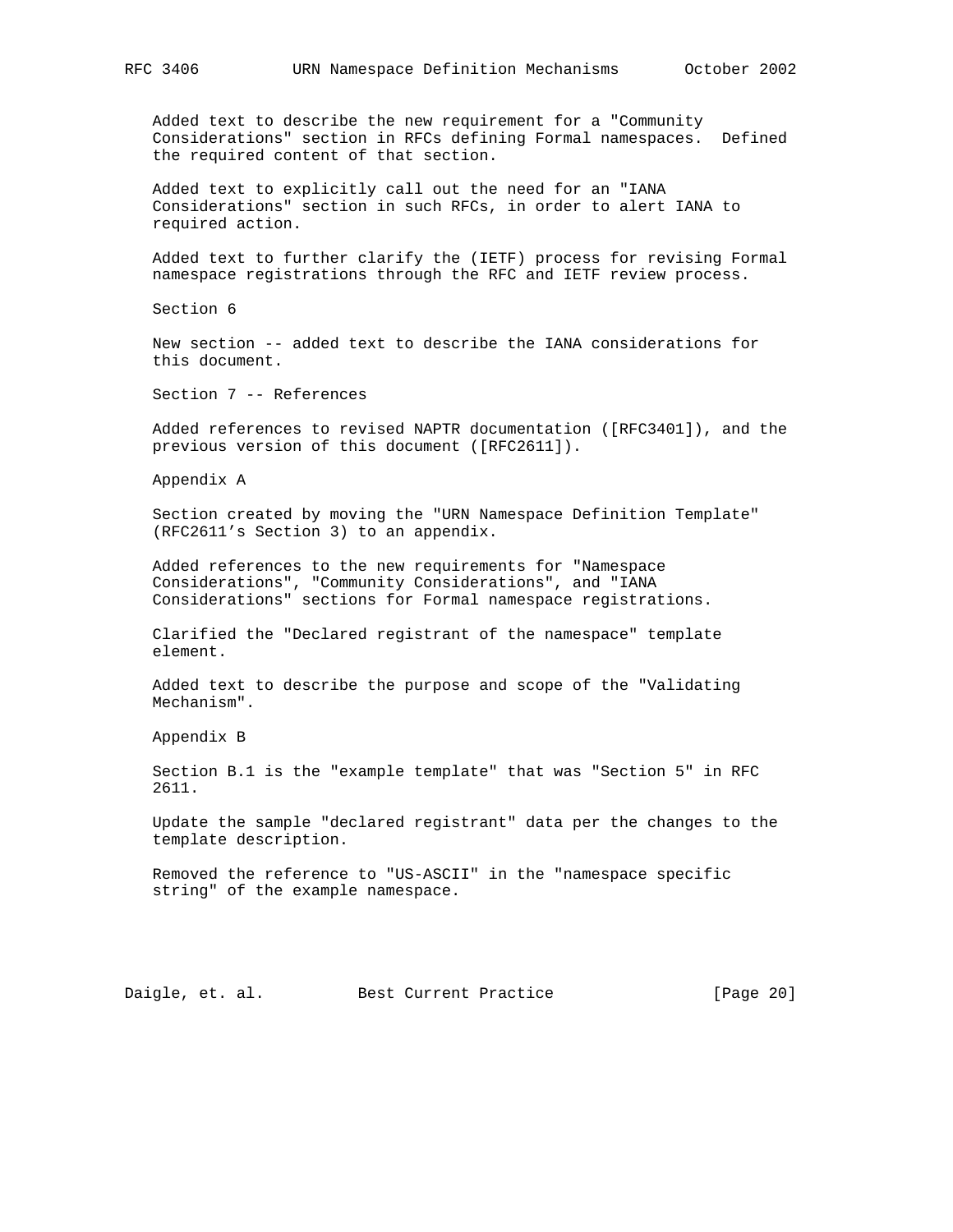Added text to describe the new requirement for a "Community Considerations" section in RFCs defining Formal namespaces. Defined the required content of that section.

Added text to explicitly call out the need for an "IANA Considerations" section in such RFCs, in order to alert IANA to required action.

Added text to further clarify the (IETF) process for revising Formal namespace registrations through the RFC and IETF review process.

Section 6

New section -- added text to describe the IANA considerations for this document.

Section 7 -- References

Added references to revised NAPTR documentation ([RFC3401]), and the previous version of this document ([RFC2611]).

Appendix A

Section created by moving the "URN Namespace Definition Template" (RFC2611's Section 3) to an appendix.

Added references to the new requirements for "Namespace Considerations", "Community Considerations", and "IANA Considerations" sections for Formal namespace registrations.

Clarified the "Declared registrant of the namespace" template element.

Added text to describe the purpose and scope of the "Validating Mechanism".

Appendix B

Section B.1 is the "example template" that was "Section 5" in RFC 2611.

Update the sample "declared registrant" data per the changes to the template description.

Removed the reference to "US-ASCII" in the "namespace specific string" of the example namespace.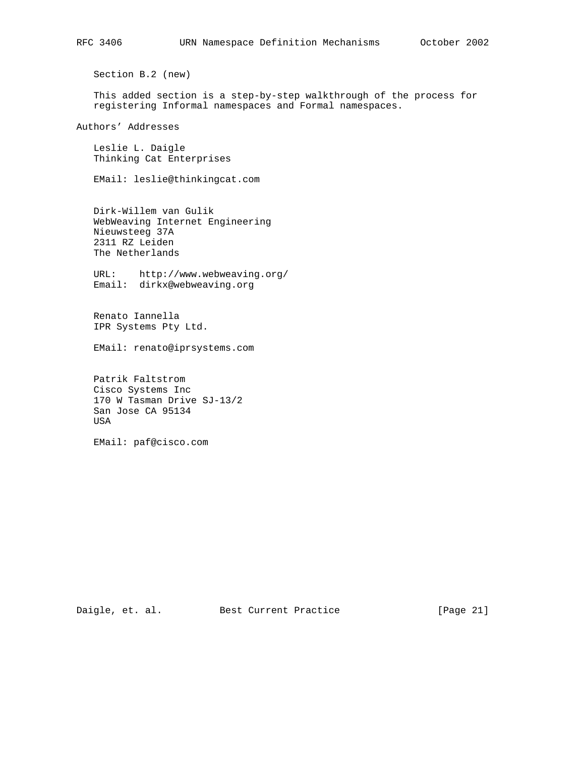Section B.2 (new)

This added section is a step-by-step walkthrough of the process for registering Informal namespaces and Formal namespaces.

## Authors' Addresses

Leslie L. Daigle
Thinking Cat Enterprises

EMail: leslie@thinkingcat.com

Dirk-Willem van Gulik
WebWeaving Internet Engineering
Nieuwsteeg 37A
2311 RZ Leiden
The Netherlands

URL: http://www.webweaving.org/
Email: dirkx@webweaving.org

Renato Iannella
IPR Systems Pty Ltd.

EMail: renato@iprsystems.com

Patrik Faltstrom
Cisco Systems Inc
170 W Tasman Drive SJ-13/2
San Jose CA 95134
USA

EMail: paf@cisco.com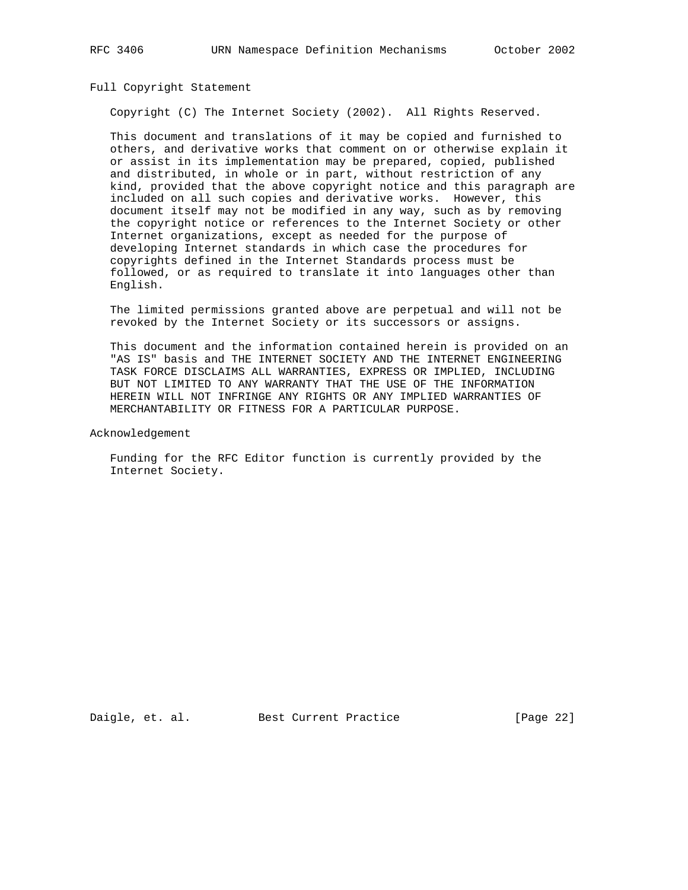## Full Copyright Statement

Copyright (C) The Internet Society (2002). All Rights Reserved.

This document and translations of it may be copied and furnished to others, and derivative works that comment on or otherwise explain it or assist in its implementation may be prepared, copied, published and distributed, in whole or in part, without restriction of any kind, provided that the above copyright notice and this paragraph are included on all such copies and derivative works. However, this document itself may not be modified in any way, such as by removing the copyright notice or references to the Internet Society or other Internet organizations, except as needed for the purpose of developing Internet standards in which case the procedures for copyrights defined in the Internet Standards process must be followed, or as required to translate it into languages other than English.

The limited permissions granted above are perpetual and will not be revoked by the Internet Society or its successors or assigns.

This document and the information contained herein is provided on an "AS IS" basis and THE INTERNET SOCIETY AND THE INTERNET ENGINEERING TASK FORCE DISCLAIMS ALL WARRANTIES, EXPRESS OR IMPLIED, INCLUDING BUT NOT LIMITED TO ANY WARRANTY THAT THE USE OF THE INFORMATION HEREIN WILL NOT INFRINGE ANY RIGHTS OR ANY IMPLIED WARRANTIES OF MERCHANTABILITY OR FITNESS FOR A PARTICULAR PURPOSE.

## Acknowledgement

Funding for the RFC Editor function is currently provided by the Internet Society.